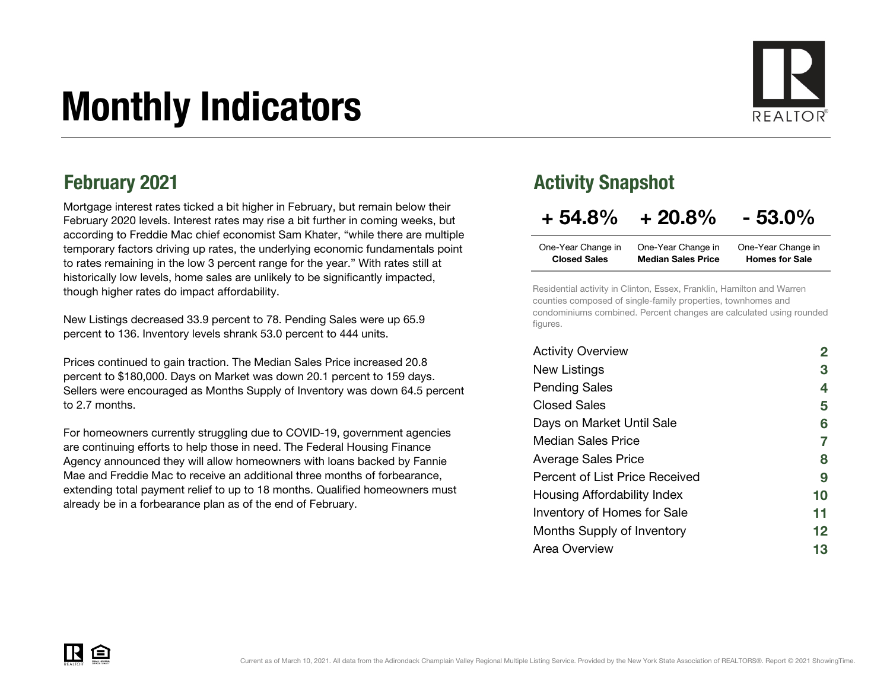# Monthly Indicators

## February 2021

Mortgage interest rates ticked a bit higher in February, but remain below their February 2020 levels. Interest rates may rise a bit further in coming weeks, but according to Freddie Mac chief economist Sam Khater, "while there are multiple temporary factors driving up rates, the underlying economic fundamentals point to rates remaining in the low 3 percent range for the year." With rates still at historically low levels, home sales are unlikely to be significantly impacted, though higher rates do impact affordability.

New Listings decreased 33.9 percent to 78. Pending Sales were up 65.9 percent to 136. Inventory levels shrank 53.0 percent to 444 units.

Prices continued to gain traction. The Median Sales Price increased 20.8 percent to $180,000. Days on Market was down 20.1 percent to 159 days. Sellers were encouraged as Months Supply of Inventory was down 64.5 percent to 2.7 months.

For homeowners currently struggling due to COVID-19, government agencies are continuing efforts to help those in need. The Federal Housing Finance Agency announced they will allow homeowners with loans backed by Fannie Mae and Freddie Mac to receive an additional three months of forbearance, extending total payment relief to up to 18 months. Qualified homeowners must already be in a forbearance plan as of the end of February.

## Activity Snapshot

| + 54.8% | + 20.8% | - 53.0% |
|---|---|---|
| One-Year Change in **Closed Sales** | One-Year Change in **Median Sales Price** | One-Year Change in **Homes for Sale** |

Residential activity in Clinton, Essex, Franklin, Hamilton and Warren counties composed of single-family properties, townhomes and condominiums combined. Percent changes are calculated using rounded figures.

| | |
|---|---|
| Activity Overview | 2 |
| New Listings | 3 |
| Pending Sales | 4 |
| Closed Sales | 5 |
| Days on Market Until Sale | 6 |
| Median Sales Price | 7 |
| Average Sales Price | 8 |
| Percent of List Price Received | 9 |
| Housing Affordability Index | 10 |
| Inventory of Homes for Sale | 11 |
| Months Supply of Inventory | 12 |
| Area Overview | 13 |

Current as of March 10, 2021. All data from the Adirondack Champlain Valley Regional Multiple Listing Service. Provided by the New York State Association of REALTORS®. Report © 2021 ShowingTime.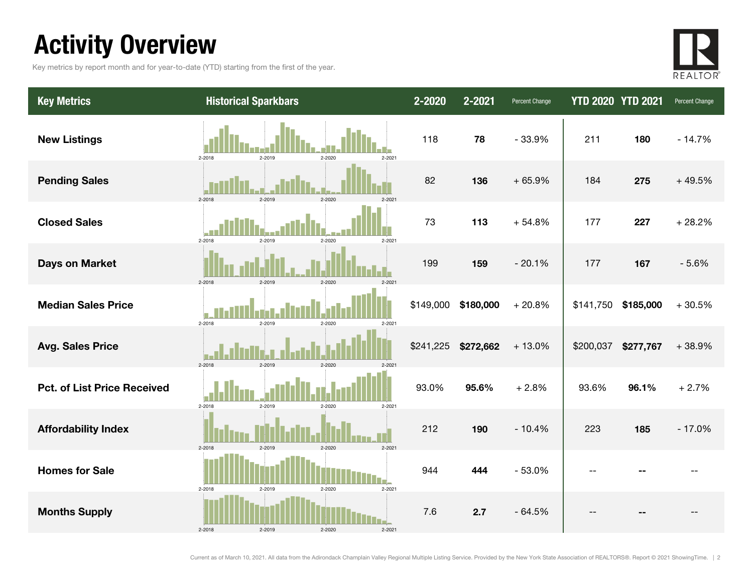# Activity Overview

Key metrics by report month and for year-to-date (YTD) starting from the first of the year.

| Key Metrics | Historical Sparkbars | 2-2020 | 2-2021 | Percent Change | YTD 2020 | YTD 2021 | Percent Change |
|---|---|---|---|---|---|---|---|
| New Listings | 2-2018 2-2019 2-2020 2-2021 | 118 | **78** | - 33.9% | 211 | **180** | - 14.7% |
| Pending Sales | 2-2018 2-2019 2-2020 2-2021 | 82 | **136** | + 65.9% | 184 | **275** | + 49.5% |
| Closed Sales | 2-2018 2-2019 2-2020 2-2021 | 73 | **113** | + 54.8% | 177 | **227** | + 28.2% |
| Days on Market | 2-2018 2-2019 2-2020 2-2021 | 199 | **159** | - 20.1% | 177 | **167** | - 5.6% |
| Median Sales Price | 2-2018 2-2019 2-2020 2-2021 | $149,000 | **$180,000** | + 20.8% | $141,750 | **$185,000** | + 30.5% |
| Avg. Sales Price | 2-2018 2-2019 2-2020 2-2021 | $241,225 | **$272,662** | + 13.0% | $200,037 | **$277,767** | + 38.9% |
| Pct. of List Price Received | 2-2018 2-2019 2-2020 2-2021 | 93.0% | **95.6%** | + 2.8% | 93.6% | **96.1%** | + 2.7% |
| Affordability Index | 2-2018 2-2019 2-2020 2-2021 | 212 | **190** | - 10.4% | 223 | **185** | - 17.0% |
| Homes for Sale | 2-2018 2-2019 2-2020 2-2021 | 944 | **444** | - 53.0% | -- | **--** | -- |
| Months Supply | 2-2018 2-2019 2-2020 2-2021 | 7.6 | **2.7** | - 64.5% | -- | **--** | -- |

Current as of March 10, 2021. All data from the Adirondack Champlain Valley Regional Multiple Listing Service. Provided by the New York State Association of REALTORS®. Report © 2021 ShowingTime.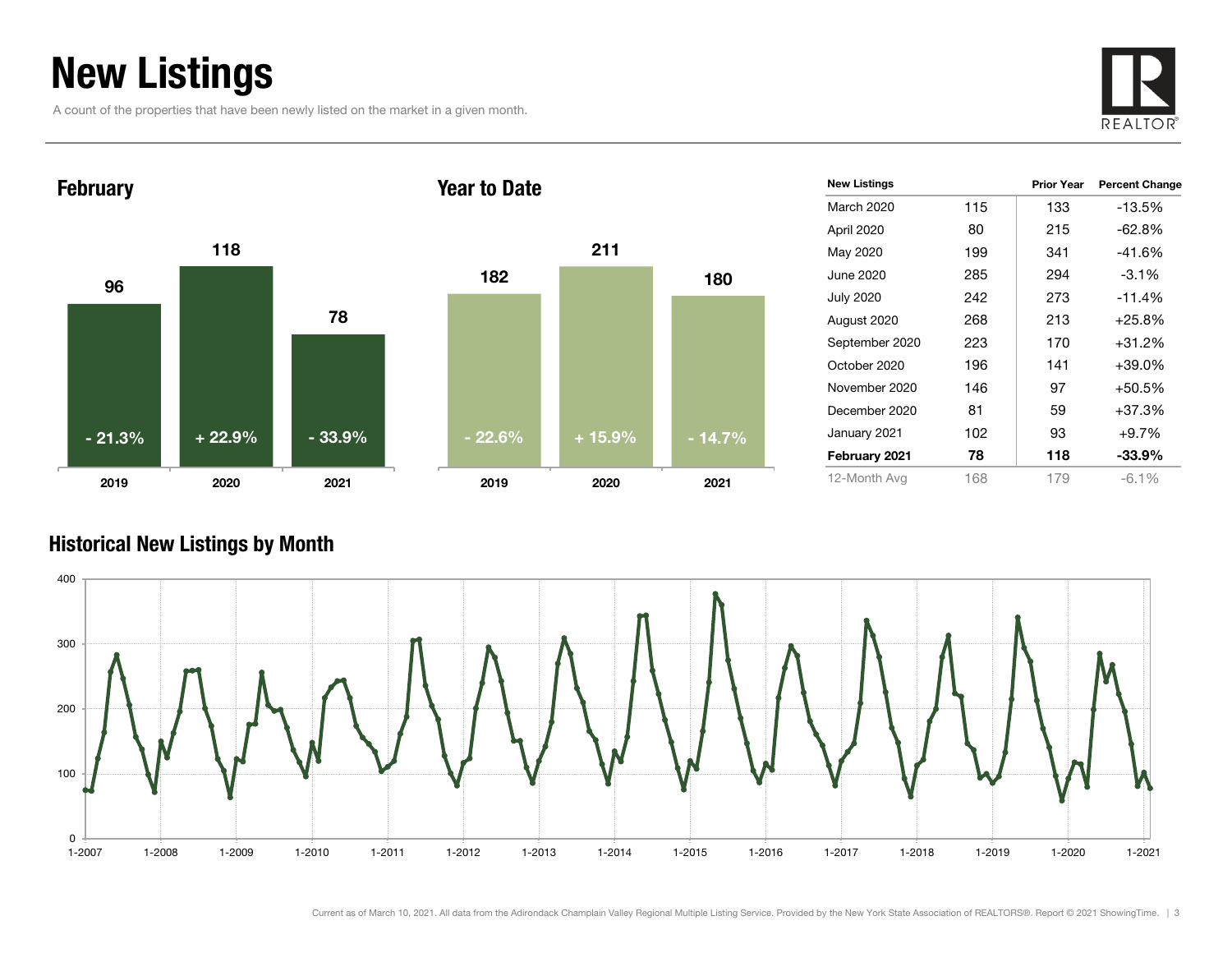# New Listings

A count of the properties that have been newly listed on the market in a given month.

### February

| | 2019 | 2020 | 2021 |
|---|---|---|---|
| New Listings | 96 | 118 | 78 |
| Percent Change | - 21.3% | + 22.9% | - 33.9% |

### Year to Date

| | 2019 | 2020 | 2021 |
|---|---|---|---|
| New Listings | 182 | 211 | 180 |
| Percent Change | - 22.6% | + 15.9% | - 14.7% |

| New Listings | | Prior Year | Percent Change |
|---|---|---|---|
| March 2020 | 115 | 133 | -13.5% |
| April 2020 | 80 | 215 | -62.8% |
| May 2020 | 199 | 341 | -41.6% |
| June 2020 | 285 | 294 | -3.1% |
| July 2020 | 242 | 273 | -11.4% |
| August 2020 | 268 | 213 | +25.8% |
| September 2020 | 223 | 170 | +31.2% |
| October 2020 | 196 | 141 | +39.0% |
| November 2020 | 146 | 97 | +50.5% |
| December 2020 | 81 | 59 | +37.3% |
| January 2021 | 102 | 93 | +9.7% |
| **February 2021** | **78** | **118** | **-33.9%** |
| 12-Month Avg | 168 | 179 | -6.1% |

### Historical New Listings by Month

Current as of March 10, 2021. All data from the Adirondack Champlain Valley Regional Multiple Listing Service. Provided by the New York State Association of REALTORS®. Report © 2021 ShowingTime.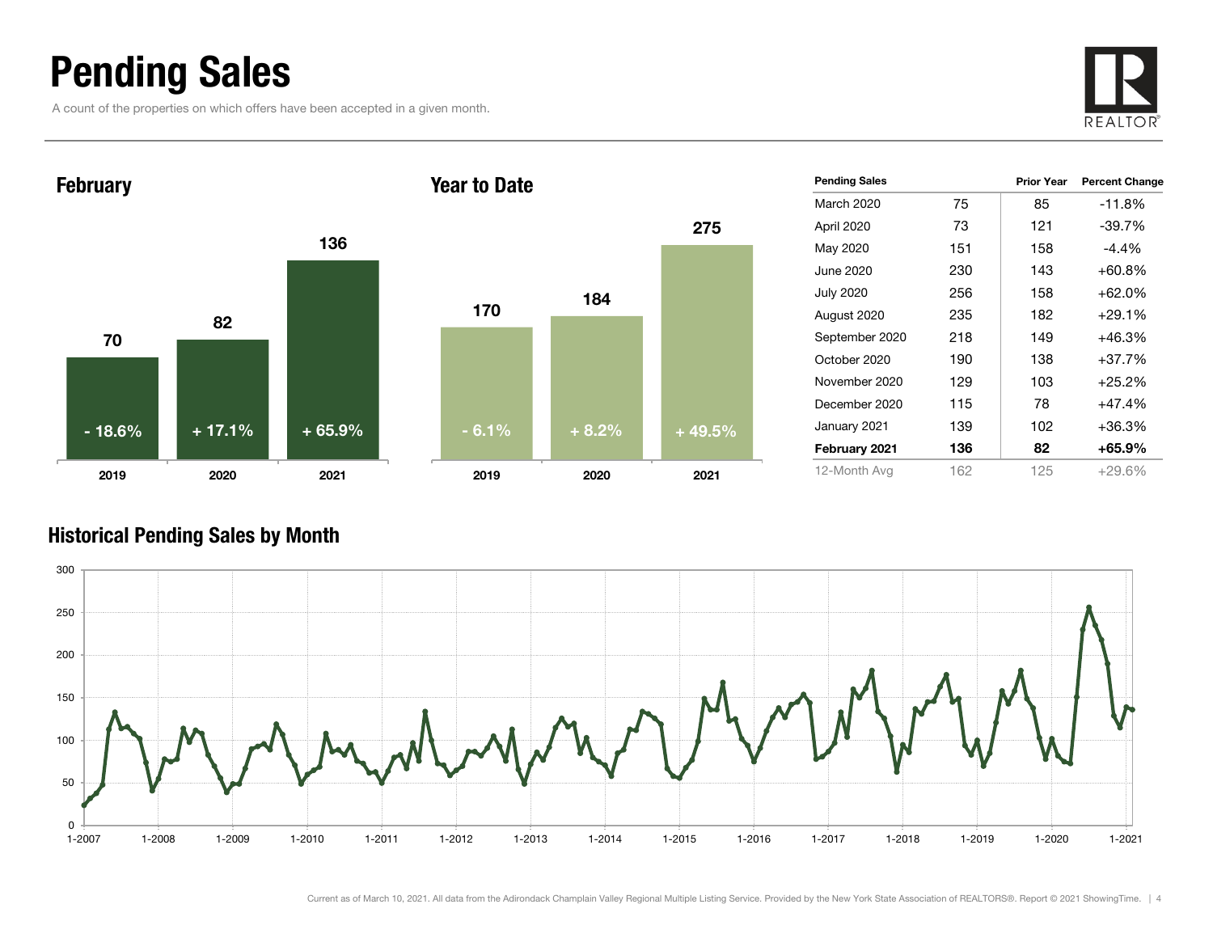# Pending Sales

A count of the properties on which offers have been accepted in a given month.

## February

| | 2019 | 2020 | 2021 |
|---|---|---|---|
| Pending Sales | 70 | 82 | 136 |
| Percent Change | - 18.6% | + 17.1% | + 65.9% |

## Year to Date

| | 2019 | 2020 | 2021 |
|---|---|---|---|
| Pending Sales | 170 | 184 | 275 |
| Percent Change | - 6.1% | + 8.2% | + 49.5% |

| Pending Sales | | Prior Year | Percent Change |
|---|---|---|---|
| March 2020 | 75 | 85 | -11.8% |
| April 2020 | 73 | 121 | -39.7% |
| May 2020 | 151 | 158 | -4.4% |
| June 2020 | 230 | 143 | +60.8% |
| July 2020 | 256 | 158 | +62.0% |
| August 2020 | 235 | 182 | +29.1% |
| September 2020 | 218 | 149 | +46.3% |
| October 2020 | 190 | 138 | +37.7% |
| November 2020 | 129 | 103 | +25.2% |
| December 2020 | 115 | 78 | +47.4% |
| January 2021 | 139 | 102 | +36.3% |
| **February 2021** | **136** | **82** | **+65.9%** |
| 12-Month Avg | 162 | 125 | +29.6% |

## Historical Pending Sales by Month

Current as of March 10, 2021. All data from the Adirondack Champlain Valley Regional Multiple Listing Service. Provided by the New York State Association of REALTORS®. Report © 2021 ShowingTime.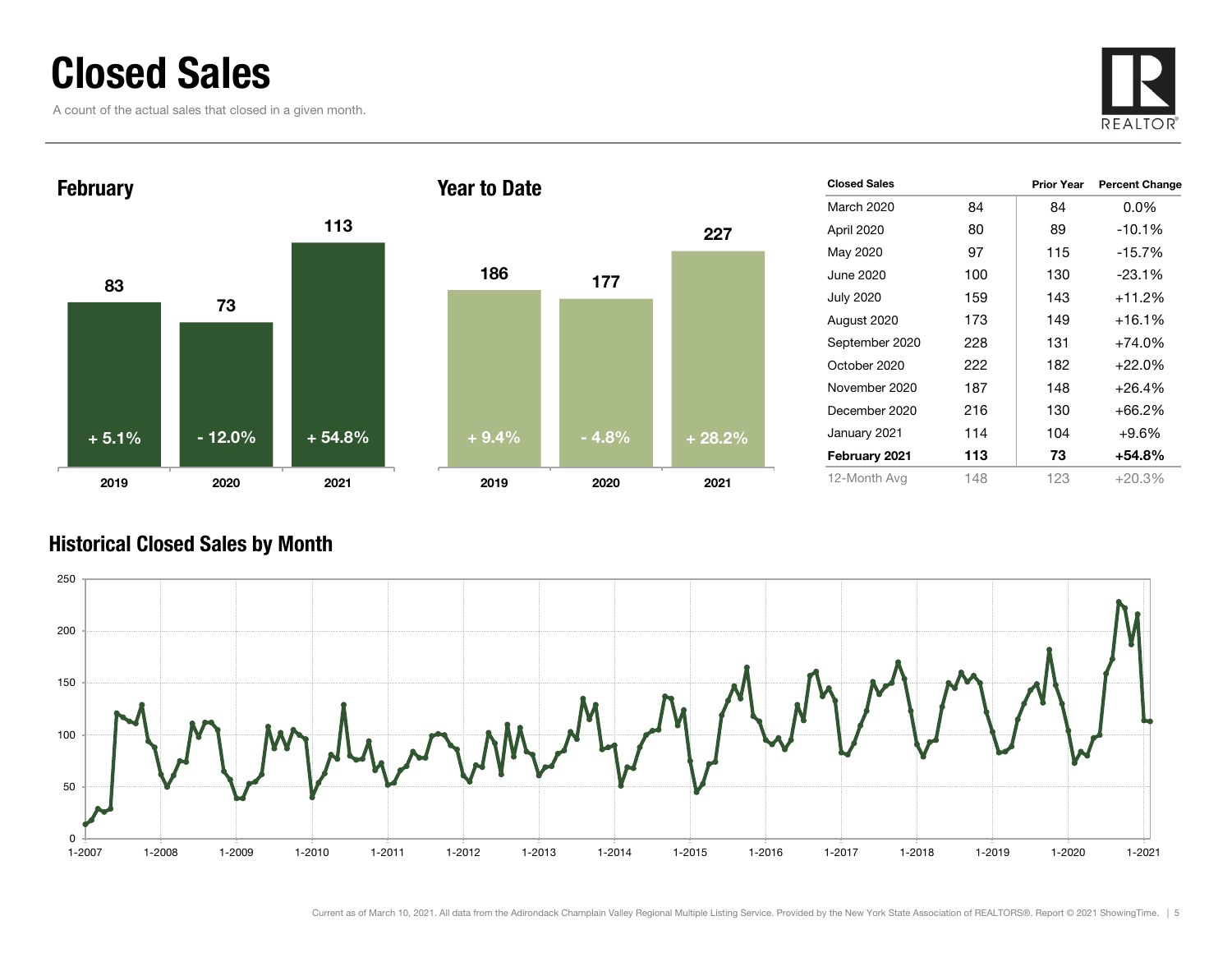# Closed Sales

A count of the actual sales that closed in a given month.

## February

| Year | Closed Sales | Percent Change |
| --- | --- | --- |
| 2019 | 83 | + 5.1% |
| 2020 | 73 | - 12.0% |
| 2021 | 113 | + 54.8% |

## Year to Date

| Year | Closed Sales | Percent Change |
| --- | --- | --- |
| 2019 | 186 | + 9.4% |
| 2020 | 177 | - 4.8% |
| 2021 | 227 | + 28.2% |

| Closed Sales | | Prior Year | Percent Change |
| --- | --- | --- | --- |
| March 2020 | 84 | 84 | 0.0% |
| April 2020 | 80 | 89 | -10.1% |
| May 2020 | 97 | 115 | -15.7% |
| June 2020 | 100 | 130 | -23.1% |
| July 2020 | 159 | 143 | +11.2% |
| August 2020 | 173 | 149 | +16.1% |
| September 2020 | 228 | 131 | +74.0% |
| October 2020 | 222 | 182 | +22.0% |
| November 2020 | 187 | 148 | +26.4% |
| December 2020 | 216 | 130 | +66.2% |
| January 2021 | 114 | 104 | +9.6% |
| **February 2021** | **113** | **73** | **+54.8%** |
| 12-Month Avg | 148 | 123 | +20.3% |

## Historical Closed Sales by Month

Current as of March 10, 2021. All data from the Adirondack Champlain Valley Regional Multiple Listing Service. Provided by the New York State Association of REALTORS®. Report © 2021 ShowingTime.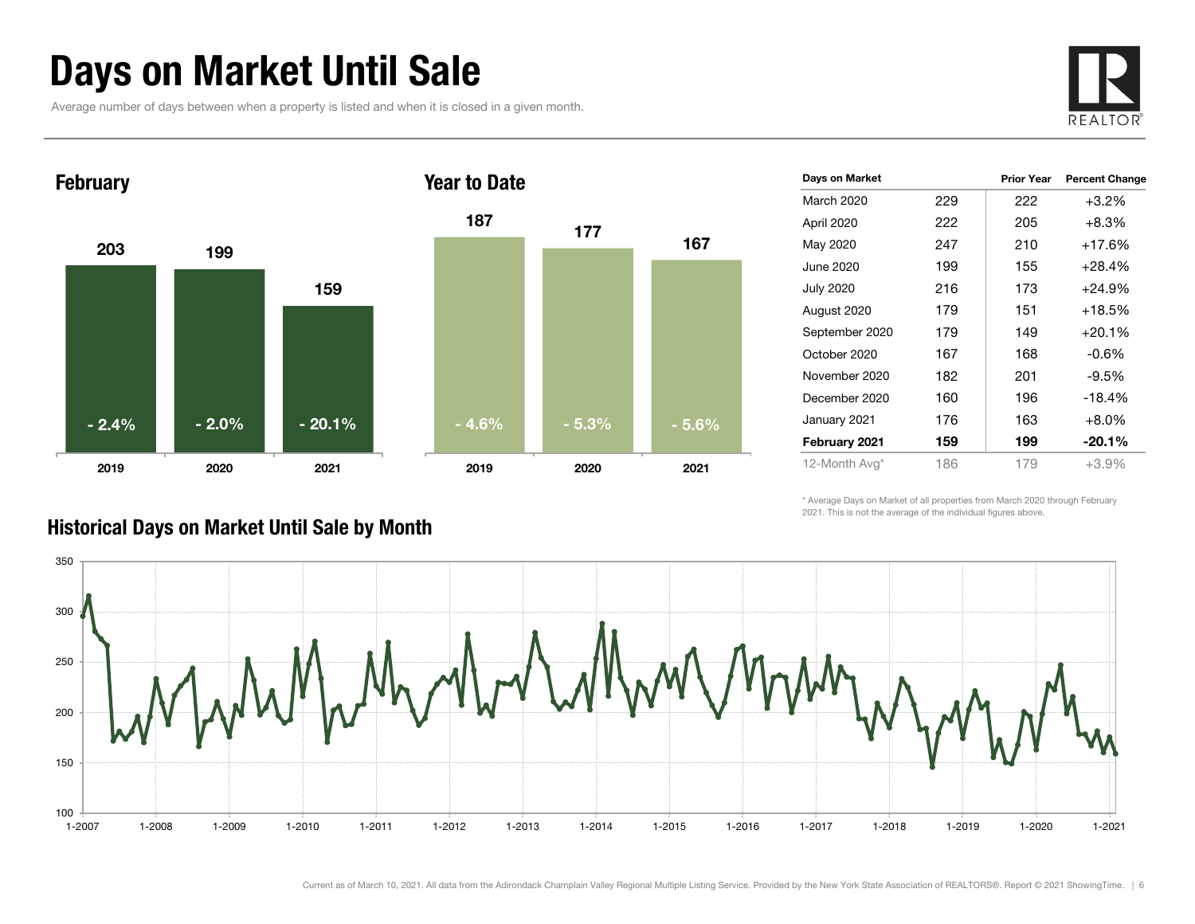# Days on Market Until Sale

Average number of days between when a property is listed and when it is closed in a given month.

## February

| | 2019 | 2020 | 2021 |
|---|---|---|---|
| Days | 203 | 199 | 159 |
| Change | - 2.4% | - 2.0% | - 20.1% |

## Year to Date

| | 2019 | 2020 | 2021 |
|---|---|---|---|
| Days | 187 | 177 | 167 |
| Change | - 4.6% | - 5.3% | - 5.6% |

| Days on Market | | Prior Year | Percent Change |
|---|---|---|---|
| March 2020 | 229 | 222 | +3.2% |
| April 2020 | 222 | 205 | +8.3% |
| May 2020 | 247 | 210 | +17.6% |
| June 2020 | 199 | 155 | +28.4% |
| July 2020 | 216 | 173 | +24.9% |
| August 2020 | 179 | 151 | +18.5% |
| September 2020 | 179 | 149 | +20.1% |
| October 2020 | 167 | 168 | -0.6% |
| November 2020 | 182 | 201 | -9.5% |
| December 2020 | 160 | 196 | -18.4% |
| January 2021 | 176 | 163 | +8.0% |
| **February 2021** | **159** | **199** | **-20.1%** |
| 12-Month Avg* | 186 | 179 | +3.9% |

\* Average Days on Market of all properties from March 2020 through February 2021. This is not the average of the individual figures above.

## Historical Days on Market Until Sale by Month

Current as of March 10, 2021. All data from the Adirondack Champlain Valley Regional Multiple Listing Service. Provided by the New York State Association of REALTORS®. Report © 2021 ShowingTime.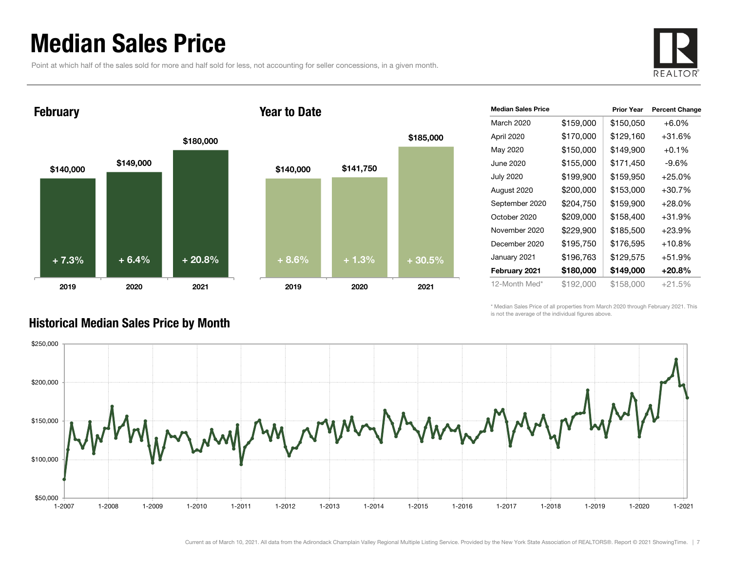# Median Sales Price

Point at which half of the sales sold for more and half sold for less, not accounting for seller concessions, in a given month.

## February

| Year | Median Sales Price | Change |
|---|---|---|
| 2019 | $140,000 | + 7.3% |
| 2020 | $149,000 | + 6.4% |
| 2021 | $180,000 | + 20.8% |

## Year to Date

| Year | Median Sales Price | Change |
|---|---|---|
| 2019 | $140,000 | + 8.6% |
| 2020 | $141,750 | + 1.3% |
| 2021 | $185,000 | + 30.5% |

| Median Sales Price | | Prior Year | Percent Change |
|---|---|---|---|
| March 2020 | $159,000 | $150,050 | +6.0% |
| April 2020 | $170,000 | $129,160 | +31.6% |
| May 2020 | $150,000 | $149,900 | +0.1% |
| June 2020 | $155,000 | $171,450 | -9.6% |
| July 2020 | $199,900 | $159,950 | +25.0% |
| August 2020 | $200,000 | $153,000 | +30.7% |
| September 2020 | $204,750 | $159,900 | +28.0% |
| October 2020 | $209,000 | $158,400 | +31.9% |
| November 2020 | $229,900 | $185,500 | +23.9% |
| December 2020 | $195,750 | $176,595 | +10.8% |
| January 2021 | $196,763 | $129,575 | +51.9% |
| **February 2021** | **$180,000** | **$149,000** | **+20.8%** |
| 12-Month Med* | $192,000 | $158,000 | +21.5% |

\* Median Sales Price of all properties from March 2020 through February 2021. This is not the average of the individual figures above.

## Historical Median Sales Price by Month

Current as of March 10, 2021. All data from the Adirondack Champlain Valley Regional Multiple Listing Service. Provided by the New York State Association of REALTORS®. Report © 2021 ShowingTime.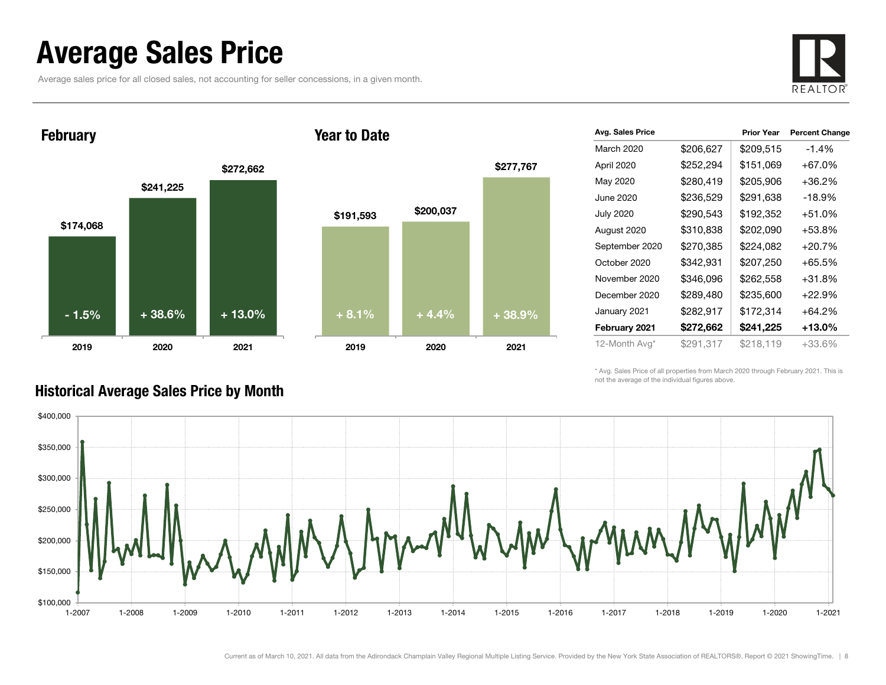# Average Sales Price

Average sales price for all closed sales, not accounting for seller concessions, in a given month.

## February

| Year | Avg. Sales Price | Change |
|---|---|---|
| 2019 | $174,068 | - 1.5% |
| 2020 | $241,225 | + 38.6% |
| 2021 | $272,662 | + 13.0% |

## Year to Date

| Year | Avg. Sales Price | Change |
|---|---|---|
| 2019 | $191,593 | + 8.1% |
| 2020 | $200,037 | + 4.4% |
| 2021 | $277,767 | + 38.9% |

| Avg. Sales Price | | Prior Year | Percent Change |
|---|---|---|---|
| March 2020 | $206,627 | $209,515 | -1.4% |
| April 2020 | $252,294 | $151,069 | +67.0% |
| May 2020 | $280,419 | $205,906 | +36.2% |
| June 2020 | $236,529 | $291,638 | -18.9% |
| July 2020 | $290,543 | $192,352 | +51.0% |
| August 2020 | $310,838 | $202,090 | +53.8% |
| September 2020 | $270,385 | $224,082 | +20.7% |
| October 2020 | $342,931 | $207,250 | +65.5% |
| November 2020 | $346,096 | $262,558 | +31.8% |
| December 2020 | $289,480 | $235,600 | +22.9% |
| January 2021 | $282,917 | $172,314 | +64.2% |
| **February 2021** | **$272,662** | **$241,225** | **+13.0%** |
| 12-Month Avg* | $291,317 | $218,119 | +33.6% |

* Avg. Sales Price of all properties from March 2020 through February 2021. This is not the average of the individual figures above.

## Historical Average Sales Price by Month

Current as of March 10, 2021. All data from the Adirondack Champlain Valley Regional Multiple Listing Service. Provided by the New York State Association of REALTORS®. Report © 2021 ShowingTime.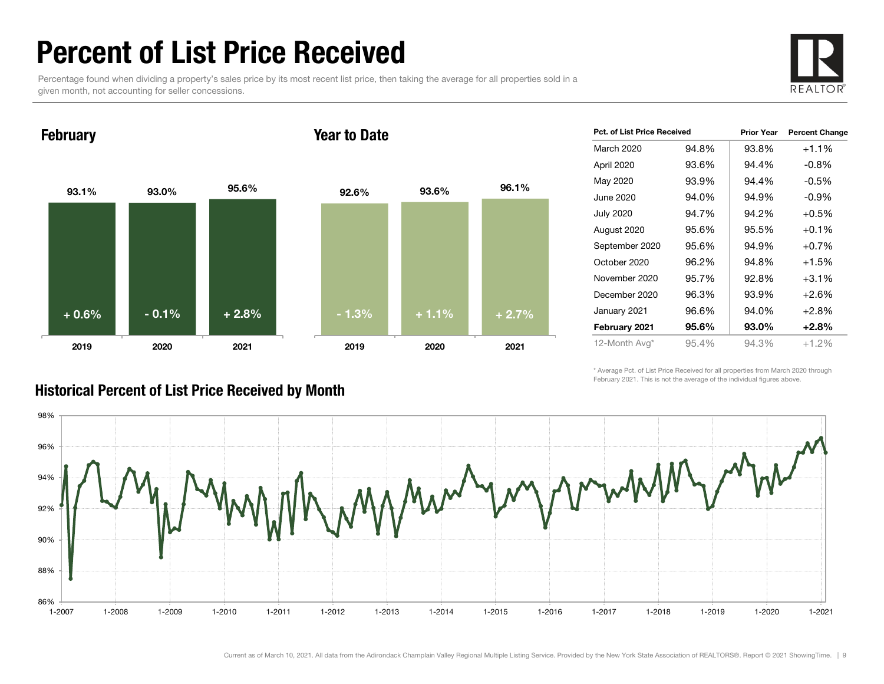# Percent of List Price Received

Percentage found when dividing a property's sales price by its most recent list price, then taking the average for all properties sold in a given month, not accounting for seller concessions.

## February

| | 2019 | 2020 | 2021 |
|---|---|---|---|
| Percent of List Price Received | 93.1% | 93.0% | 95.6% |
| Change | + 0.6% | - 0.1% | + 2.8% |

## Year to Date

| | 2019 | 2020 | 2021 |
|---|---|---|---|
| Percent of List Price Received | 92.6% | 93.6% | 96.1% |
| Change | - 1.3% | + 1.1% | + 2.7% |

| Pct. of List Price Received | | Prior Year | Percent Change |
|---|---|---|---|
| March 2020 | 94.8% | 93.8% | +1.1% |
| April 2020 | 93.6% | 94.4% | -0.8% |
| May 2020 | 93.9% | 94.4% | -0.5% |
| June 2020 | 94.0% | 94.9% | -0.9% |
| July 2020 | 94.7% | 94.2% | +0.5% |
| August 2020 | 95.6% | 95.5% | +0.1% |
| September 2020 | 95.6% | 94.9% | +0.7% |
| October 2020 | 96.2% | 94.8% | +1.5% |
| November 2020 | 95.7% | 92.8% | +3.1% |
| December 2020 | 96.3% | 93.9% | +2.6% |
| January 2021 | 96.6% | 94.0% | +2.8% |
| **February 2021** | **95.6%** | **93.0%** | **+2.8%** |
| 12-Month Avg* | 95.4% | 94.3% | +1.2% |

\* Average Pct. of List Price Received for all properties from March 2020 through February 2021. This is not the average of the individual figures above.

## Historical Percent of List Price Received by Month

Current as of March 10, 2021. All data from the Adirondack Champlain Valley Regional Multiple Listing Service. Provided by the New York State Association of REALTORS®. Report © 2021 ShowingTime.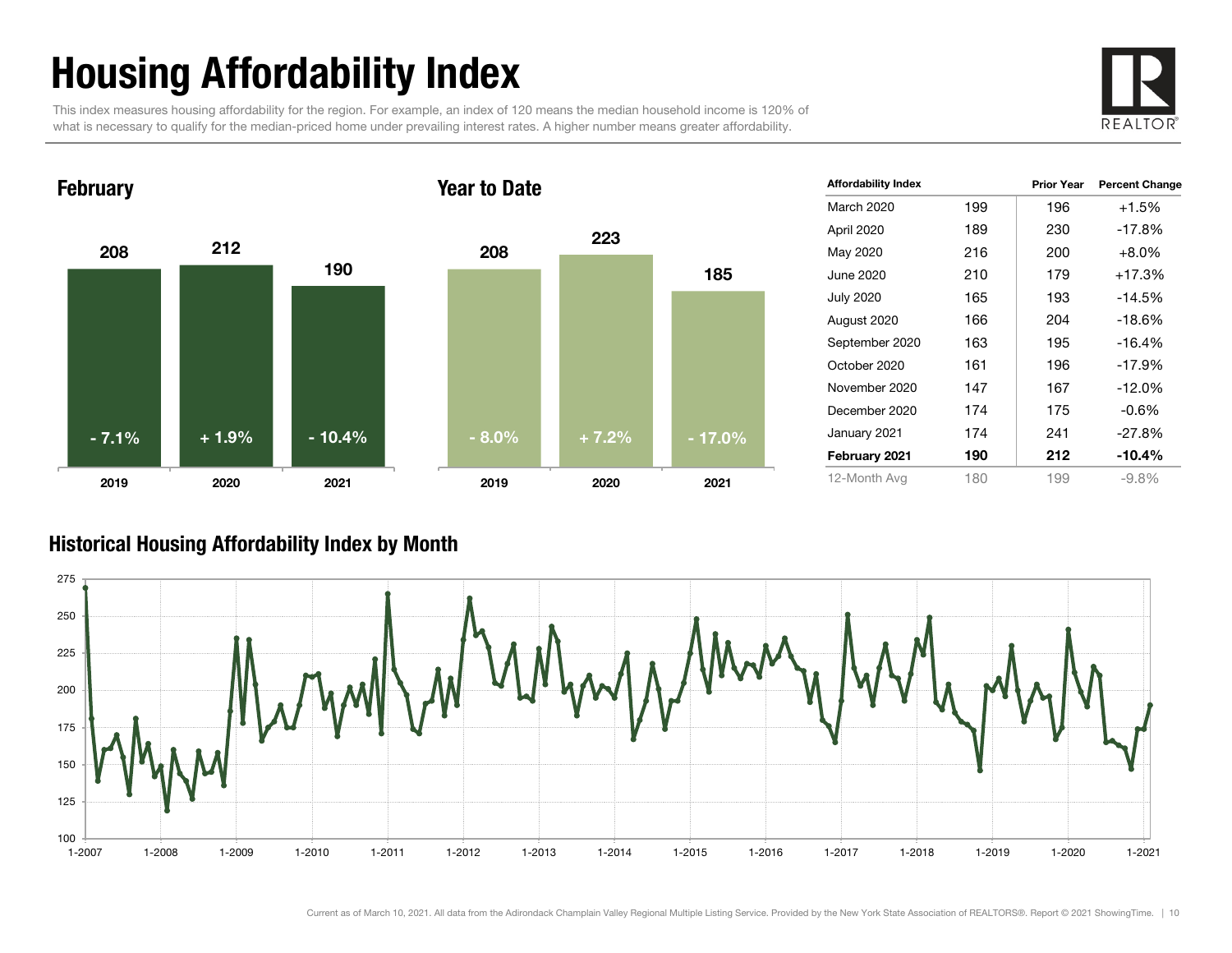# Housing Affordability Index

This index measures housing affordability for the region. For example, an index of 120 means the median household income is 120% of what is necessary to qualify for the median-priced home under prevailing interest rates. A higher number means greater affordability.

## February

| Year | Index | Change |
|---|---|---|
| 2019 | 208 | - 7.1% |
| 2020 | 212 | + 1.9% |
| 2021 | 190 | - 10.4% |

## Year to Date

| Year | Index | Change |
|---|---|---|
| 2019 | 208 | - 8.0% |
| 2020 | 223 | + 7.2% |
| 2021 | 185 | - 17.0% |

| Affordability Index | | Prior Year | Percent Change |
|---|---|---|---|
| March 2020 | 199 | 196 | +1.5% |
| April 2020 | 189 | 230 | -17.8% |
| May 2020 | 216 | 200 | +8.0% |
| June 2020 | 210 | 179 | +17.3% |
| July 2020 | 165 | 193 | -14.5% |
| August 2020 | 166 | 204 | -18.6% |
| September 2020 | 163 | 195 | -16.4% |
| October 2020 | 161 | 196 | -17.9% |
| November 2020 | 147 | 167 | -12.0% |
| December 2020 | 174 | 175 | -0.6% |
| January 2021 | 174 | 241 | -27.8% |
| **February 2021** | **190** | **212** | **-10.4%** |
| 12-Month Avg | 180 | 199 | -9.8% |

## Historical Housing Affordability Index by Month

Current as of March 10, 2021. All data from the Adirondack Champlain Valley Regional Multiple Listing Service. Provided by the New York State Association of REALTORS®. Report © 2021 ShowingTime.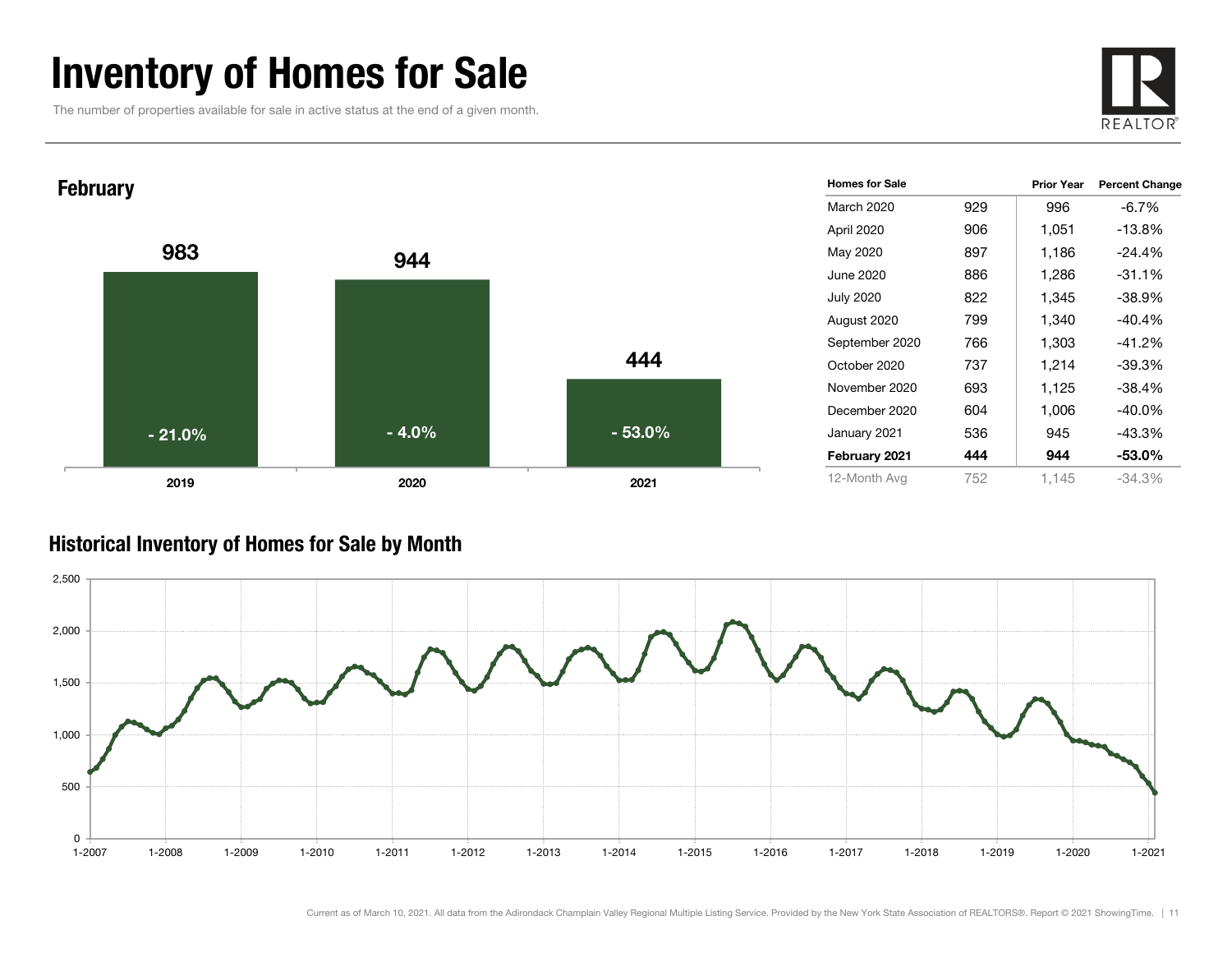# Inventory of Homes for Sale

The number of properties available for sale in active status at the end of a given month.

## February

| | 2019 | 2020 | 2021 |
|---|---|---|---|
| Homes for Sale | 983 | 944 | 444 |
| Percent Change | - 21.0% | - 4.0% | - 53.0% |

| Homes for Sale | | Prior Year | Percent Change |
|---|---|---|---|
| March 2020 | 929 | 996 | -6.7% |
| April 2020 | 906 | 1,051 | -13.8% |
| May 2020 | 897 | 1,186 | -24.4% |
| June 2020 | 886 | 1,286 | -31.1% |
| July 2020 | 822 | 1,345 | -38.9% |
| August 2020 | 799 | 1,340 | -40.4% |
| September 2020 | 766 | 1,303 | -41.2% |
| October 2020 | 737 | 1,214 | -39.3% |
| November 2020 | 693 | 1,125 | -38.4% |
| December 2020 | 604 | 1,006 | -40.0% |
| January 2021 | 536 | 945 | -43.3% |
| **February 2021** | **444** | **944** | **-53.0%** |
| 12-Month Avg | 752 | 1,145 | -34.3% |

## Historical Inventory of Homes for Sale by Month

Current as of March 10, 2021. All data from the Adirondack Champlain Valley Regional Multiple Listing Service. Provided by the New York State Association of REALTORS®. Report © 2021 ShowingTime.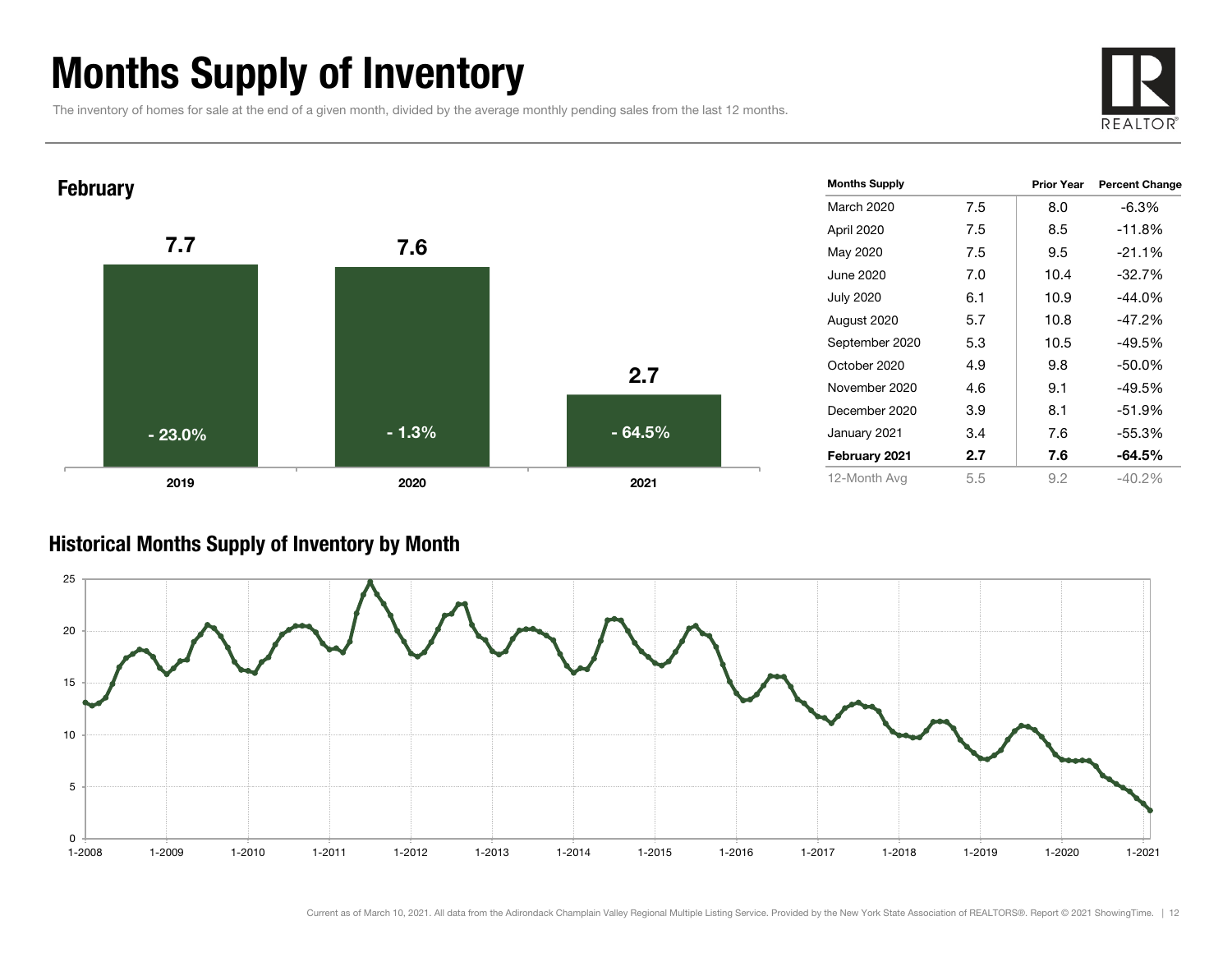# Months Supply of Inventory

The inventory of homes for sale at the end of a given month, divided by the average monthly pending sales from the last 12 months.

## February

| Year | Months Supply | Percent Change |
|---|---|---|
| 2019 | 7.7 | - 23.0% |
| 2020 | 7.6 | - 1.3% |
| 2021 | 2.7 | - 64.5% |

| Months Supply | | Prior Year | Percent Change |
|---|---|---|---|
| March 2020 | 7.5 | 8.0 | -6.3% |
| April 2020 | 7.5 | 8.5 | -11.8% |
| May 2020 | 7.5 | 9.5 | -21.1% |
| June 2020 | 7.0 | 10.4 | -32.7% |
| July 2020 | 6.1 | 10.9 | -44.0% |
| August 2020 | 5.7 | 10.8 | -47.2% |
| September 2020 | 5.3 | 10.5 | -49.5% |
| October 2020 | 4.9 | 9.8 | -50.0% |
| November 2020 | 4.6 | 9.1 | -49.5% |
| December 2020 | 3.9 | 8.1 | -51.9% |
| January 2021 | 3.4 | 7.6 | -55.3% |
| **February 2021** | **2.7** | **7.6** | **-64.5%** |
| 12-Month Avg | 5.5 | 9.2 | -40.2% |

## Historical Months Supply of Inventory by Month

Current as of March 10, 2021. All data from the Adirondack Champlain Valley Regional Multiple Listing Service. Provided by the New York State Association of REALTORS®. Report © 2021 ShowingTime.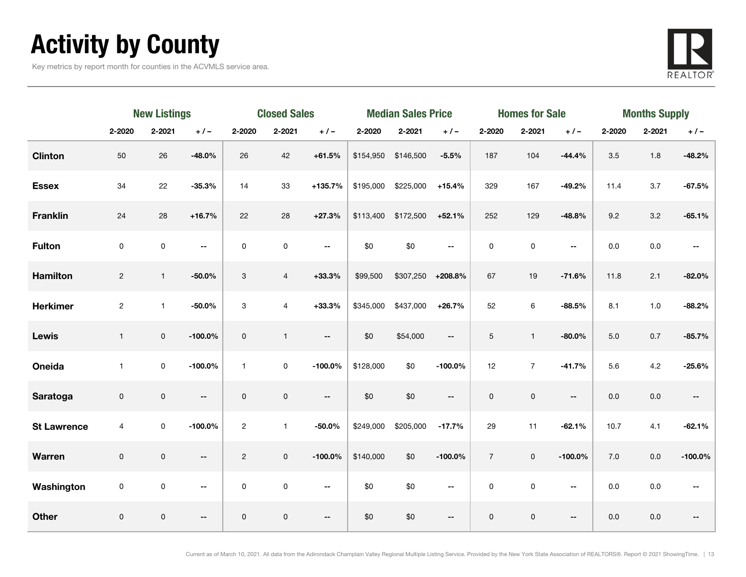# Activity by County

Key metrics by report month for counties in the ACVMLS service area.

| | New Listings | | | Closed Sales | | | Median Sales Price | | | Homes for Sale | | | Months Supply | | |
|---|---|---|---|---|---|---|---|---|---|---|---|---|---|---|---|
| | 2-2020 | 2-2021 | + / – | 2-2020 | 2-2021 | + / – | 2-2020 | 2-2021 | + / – | 2-2020 | 2-2021 | + / – | 2-2020 | 2-2021 | + / – |
| **Clinton** | 50 | 26 | **-48.0%** | 26 | 42 | **+61.5%** | $154,950 | $146,500 | **-5.5%** | 187 | 104 | **-44.4%** | 3.5 | 1.8 | **-48.2%** |
| **Essex** | 34 | 22 | **-35.3%** | 14 | 33 | **+135.7%** | $195,000 | $225,000 | **+15.4%** | 329 | 167 | **-49.2%** | 11.4 | 3.7 | **-67.5%** |
| **Franklin** | 24 | 28 | **+16.7%** | 22 | 28 | **+27.3%** | $113,400 | $172,500 | **+52.1%** | 252 | 129 | **-48.8%** | 9.2 | 3.2 | **-65.1%** |
| **Fulton** | 0 | 0 | -- | 0 | 0 | -- | $0 | $0 | -- | 0 | 0 | -- | 0.0 | 0.0 | -- |
| **Hamilton** | 2 | 1 | **-50.0%** | 3 | 4 | **+33.3%** | $99,500 | $307,250 | **+208.8%** | 67 | 19 | **-71.6%** | 11.8 | 2.1 | **-82.0%** |
| **Herkimer** | 2 | 1 | **-50.0%** | 3 | 4 | **+33.3%** | $345,000 | $437,000 | **+26.7%** | 52 | 6 | **-88.5%** | 8.1 | 1.0 | **-88.2%** |
| **Lewis** | 1 | 0 | **-100.0%** | 0 | 1 | -- | $0 | $54,000 | -- | 5 | 1 | **-80.0%** | 5.0 | 0.7 | **-85.7%** |
| **Oneida** | 1 | 0 | **-100.0%** | 1 | 0 | **-100.0%** | $128,000 | $0 | **-100.0%** | 12 | 7 | **-41.7%** | 5.6 | 4.2 | **-25.6%** |
| **Saratoga** | 0 | 0 | -- | 0 | 0 | -- | $0 | $0 | -- | 0 | 0 | -- | 0.0 | 0.0 | -- |
| **St Lawrence** | 4 | 0 | **-100.0%** | 2 | 1 | **-50.0%** | $249,000 | $205,000 | **-17.7%** | 29 | 11 | **-62.1%** | 10.7 | 4.1 | **-62.1%** |
| **Warren** | 0 | 0 | -- | 2 | 0 | **-100.0%** | $140,000 | $0 | **-100.0%** | 7 | 0 | **-100.0%** | 7.0 | 0.0 | **-100.0%** |
| **Washington** | 0 | 0 | -- | 0 | 0 | -- | $0 | $0 | -- | 0 | 0 | -- | 0.0 | 0.0 | -- |
| **Other** | 0 | 0 | -- | 0 | 0 | -- | $0 | $0 | -- | 0 | 0 | -- | 0.0 | 0.0 | -- |

Current as of March 10, 2021. All data from the Adirondack Champlain Valley Regional Multiple Listing Service. Provided by the New York State Association of REALTORS®. Report © 2021 ShowingTime.